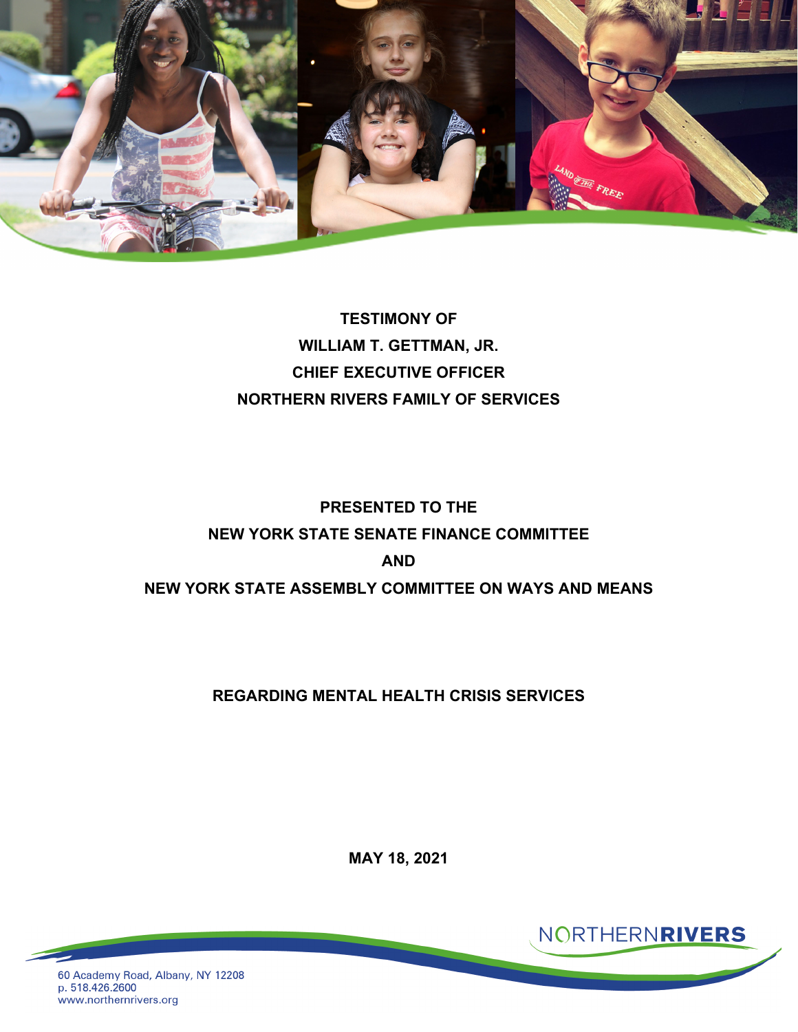**TESTIMONY OF**

**WILLIAM T. GETTMAN, JR.**

**CHIEF EXECUTIVE OFFICER**

**NORTHERN RIVERS FAMILY OF SERVICES**

**PRESENTED TO THE**

**NEW YORK STATE SENATE FINANCE COMMITTEE**

**AND**

**NEW YORK STATE ASSEMBLY COMMITTEE ON WAYS AND MEANS**

**REGARDING MENTAL HEALTH CRISIS SERVICES**

**MAY 18, 2021**

NORTHERN**RIVERS**

60 Academy Road, Albany, NY 12208
p. 518.426.2600
www.northernrivers.org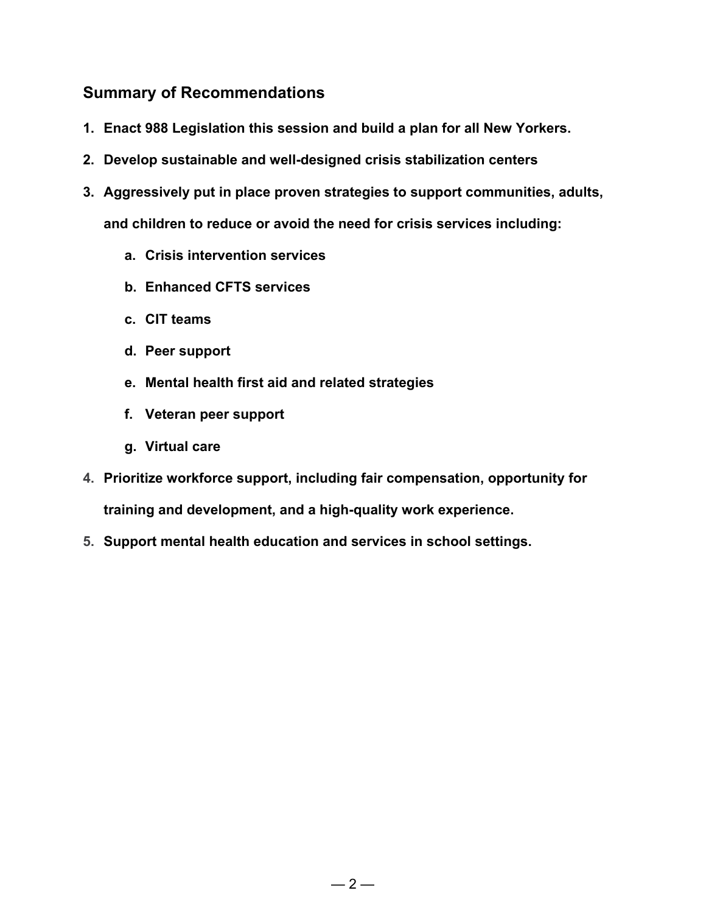## Summary of Recommendations

1. **Enact 988 Legislation this session and build a plan for all New Yorkers.**
2. **Develop sustainable and well-designed crisis stabilization centers**
3. **Aggressively put in place proven strategies to support communities, adults, and children to reduce or avoid the need for crisis services including:**
    a. **Crisis intervention services**
    b. **Enhanced CFTS services**
    c. **CIT teams**
    d. **Peer support**
    e. **Mental health first aid and related strategies**
    f. **Veteran peer support**
    g. **Virtual care**
4. **Prioritize workforce support, including fair compensation, opportunity for training and development, and a high-quality work experience.**
5. **Support mental health education and services in school settings.**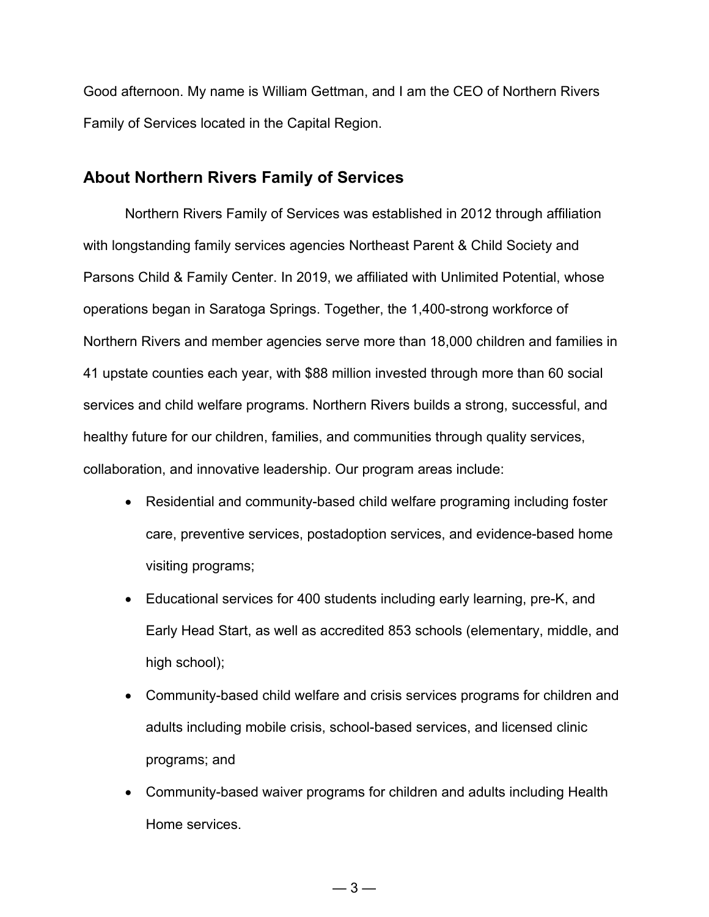Good afternoon. My name is William Gettman, and I am the CEO of Northern Rivers Family of Services located in the Capital Region.

## About Northern Rivers Family of Services

Northern Rivers Family of Services was established in 2012 through affiliation with longstanding family services agencies Northeast Parent & Child Society and Parsons Child & Family Center. In 2019, we affiliated with Unlimited Potential, whose operations began in Saratoga Springs. Together, the 1,400-strong workforce of Northern Rivers and member agencies serve more than 18,000 children and families in 41 upstate counties each year, with $88 million invested through more than 60 social services and child welfare programs. Northern Rivers builds a strong, successful, and healthy future for our children, families, and communities through quality services, collaboration, and innovative leadership. Our program areas include:

- Residential and community-based child welfare programing including foster care, preventive services, postadoption services, and evidence-based home visiting programs;
- Educational services for 400 students including early learning, pre-K, and Early Head Start, as well as accredited 853 schools (elementary, middle, and high school);
- Community-based child welfare and crisis services programs for children and adults including mobile crisis, school-based services, and licensed clinic programs; and
- Community-based waiver programs for children and adults including Health Home services.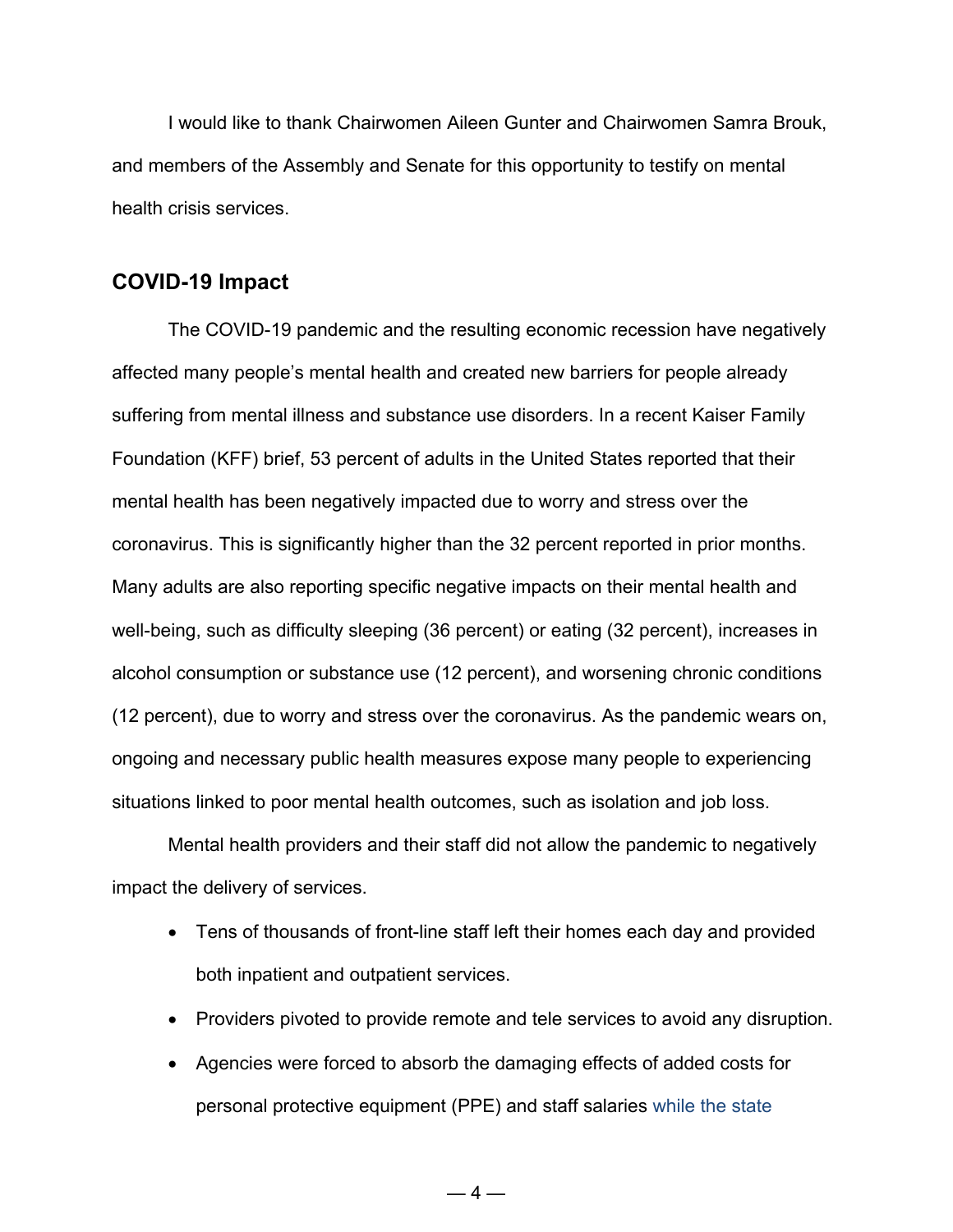I would like to thank Chairwomen Aileen Gunter and Chairwomen Samra Brouk, and members of the Assembly and Senate for this opportunity to testify on mental health crisis services.

## COVID-19 Impact

The COVID-19 pandemic and the resulting economic recession have negatively affected many people's mental health and created new barriers for people already suffering from mental illness and substance use disorders. In a recent Kaiser Family Foundation (KFF) brief, 53 percent of adults in the United States reported that their mental health has been negatively impacted due to worry and stress over the coronavirus. This is significantly higher than the 32 percent reported in prior months. Many adults are also reporting specific negative impacts on their mental health and well-being, such as difficulty sleeping (36 percent) or eating (32 percent), increases in alcohol consumption or substance use (12 percent), and worsening chronic conditions (12 percent), due to worry and stress over the coronavirus. As the pandemic wears on, ongoing and necessary public health measures expose many people to experiencing situations linked to poor mental health outcomes, such as isolation and job loss.

Mental health providers and their staff did not allow the pandemic to negatively impact the delivery of services.

- Tens of thousands of front-line staff left their homes each day and provided both inpatient and outpatient services.
- Providers pivoted to provide remote and tele services to avoid any disruption.
- Agencies were forced to absorb the damaging effects of added costs for personal protective equipment (PPE) and staff salaries while the state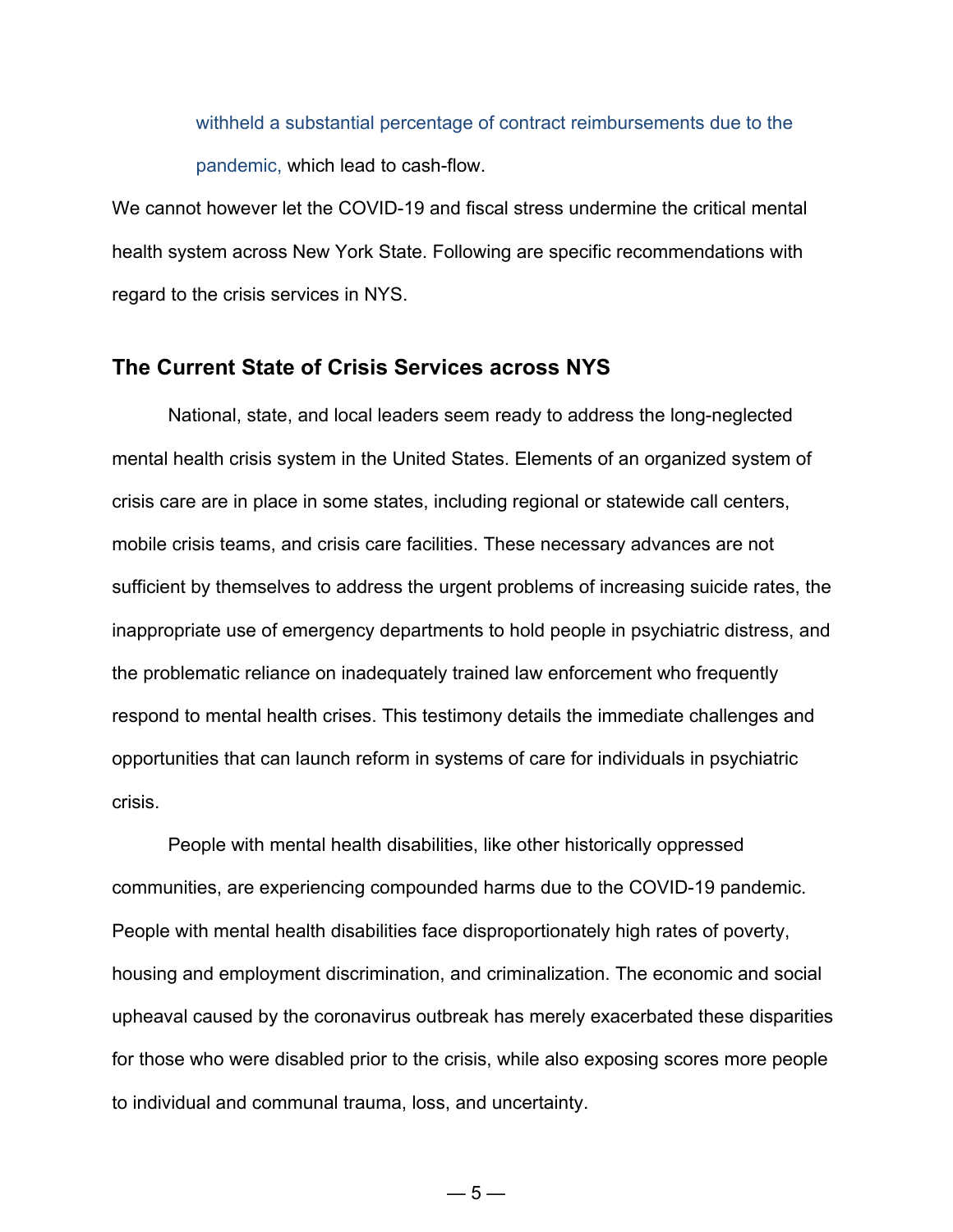withheld a substantial percentage of contract reimbursements due to the pandemic, which lead to cash-flow.

We cannot however let the COVID-19 and fiscal stress undermine the critical mental health system across New York State. Following are specific recommendations with regard to the crisis services in NYS.

## The Current State of Crisis Services across NYS

National, state, and local leaders seem ready to address the long-neglected mental health crisis system in the United States. Elements of an organized system of crisis care are in place in some states, including regional or statewide call centers, mobile crisis teams, and crisis care facilities. These necessary advances are not sufficient by themselves to address the urgent problems of increasing suicide rates, the inappropriate use of emergency departments to hold people in psychiatric distress, and the problematic reliance on inadequately trained law enforcement who frequently respond to mental health crises. This testimony details the immediate challenges and opportunities that can launch reform in systems of care for individuals in psychiatric crisis.

People with mental health disabilities, like other historically oppressed communities, are experiencing compounded harms due to the COVID-19 pandemic. People with mental health disabilities face disproportionately high rates of poverty, housing and employment discrimination, and criminalization. The economic and social upheaval caused by the coronavirus outbreak has merely exacerbated these disparities for those who were disabled prior to the crisis, while also exposing scores more people to individual and communal trauma, loss, and uncertainty.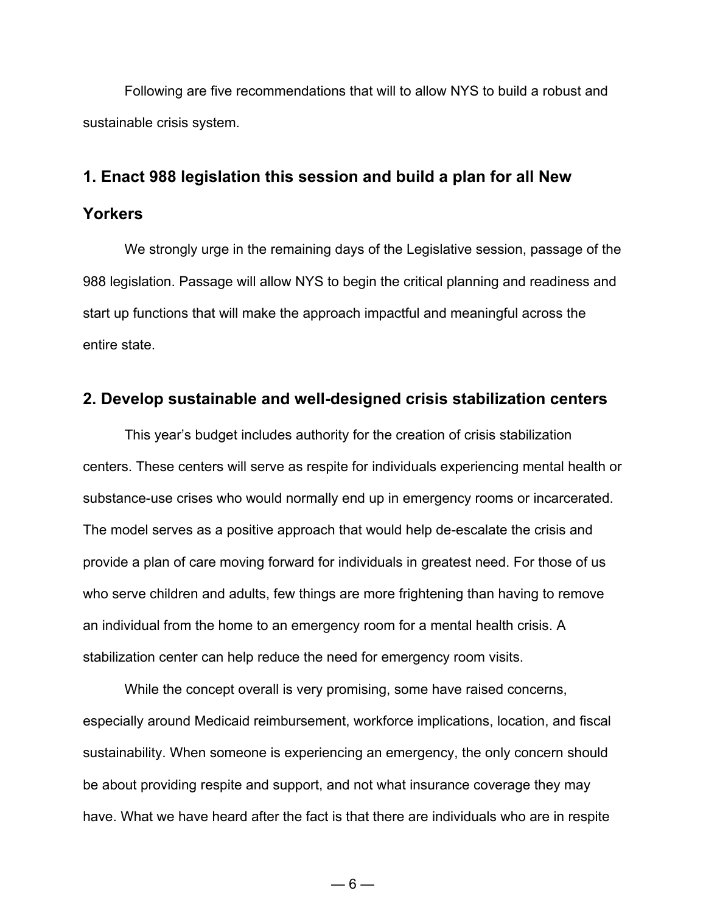Following are five recommendations that will to allow NYS to build a robust and sustainable crisis system.

### 1. Enact 988 legislation this session and build a plan for all New Yorkers

We strongly urge in the remaining days of the Legislative session, passage of the 988 legislation. Passage will allow NYS to begin the critical planning and readiness and start up functions that will make the approach impactful and meaningful across the entire state.

### 2. Develop sustainable and well-designed crisis stabilization centers

This year's budget includes authority for the creation of crisis stabilization centers. These centers will serve as respite for individuals experiencing mental health or substance-use crises who would normally end up in emergency rooms or incarcerated. The model serves as a positive approach that would help de-escalate the crisis and provide a plan of care moving forward for individuals in greatest need. For those of us who serve children and adults, few things are more frightening than having to remove an individual from the home to an emergency room for a mental health crisis. A stabilization center can help reduce the need for emergency room visits.

While the concept overall is very promising, some have raised concerns, especially around Medicaid reimbursement, workforce implications, location, and fiscal sustainability. When someone is experiencing an emergency, the only concern should be about providing respite and support, and not what insurance coverage they may have. What we have heard after the fact is that there are individuals who are in respite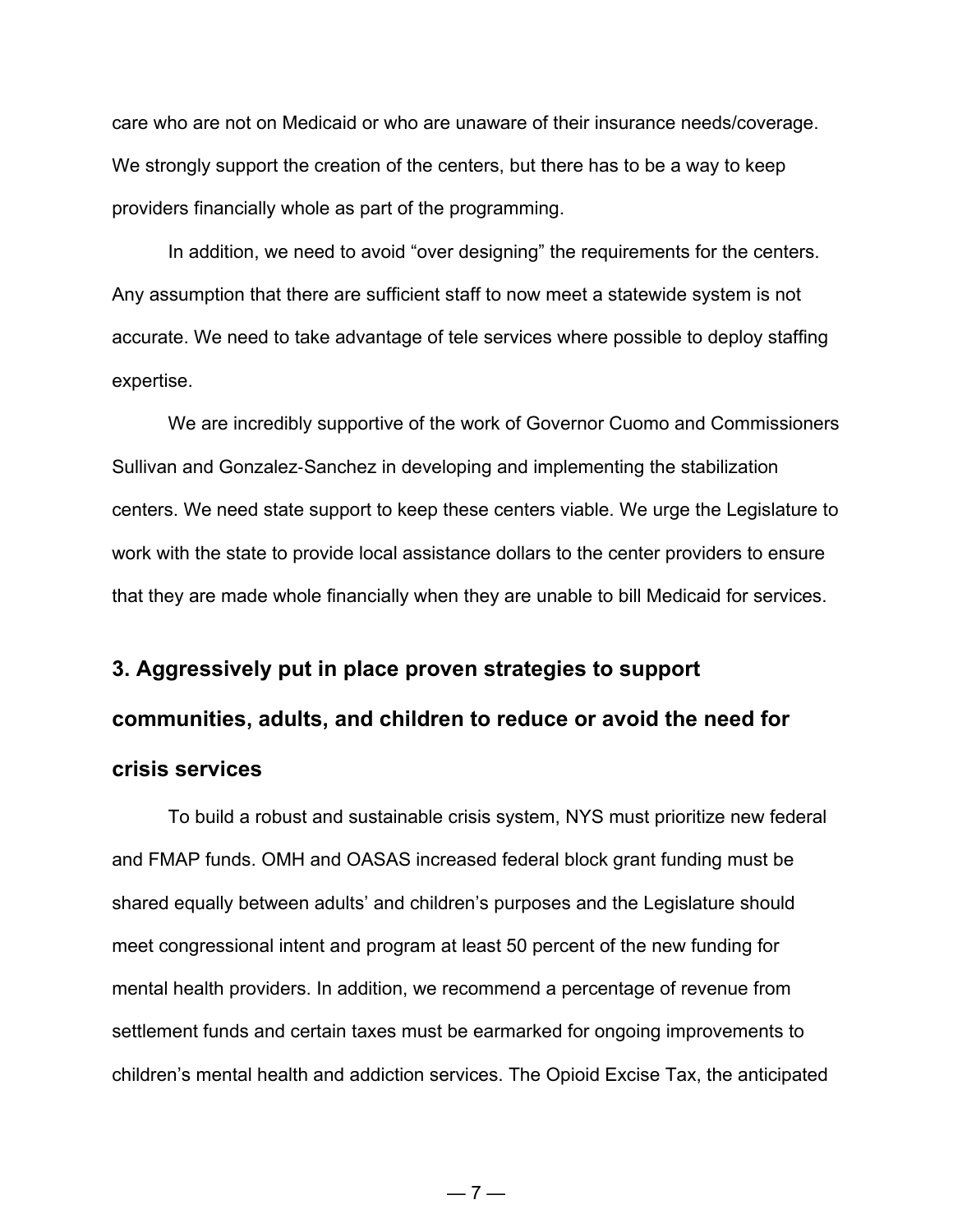care who are not on Medicaid or who are unaware of their insurance needs/coverage. We strongly support the creation of the centers, but there has to be a way to keep providers financially whole as part of the programming.

In addition, we need to avoid "over designing" the requirements for the centers. Any assumption that there are sufficient staff to now meet a statewide system is not accurate. We need to take advantage of tele services where possible to deploy staffing expertise.

We are incredibly supportive of the work of Governor Cuomo and Commissioners Sullivan and Gonzalez-Sanchez in developing and implementing the stabilization centers. We need state support to keep these centers viable. We urge the Legislature to work with the state to provide local assistance dollars to the center providers to ensure that they are made whole financially when they are unable to bill Medicaid for services.

### 3. Aggressively put in place proven strategies to support communities, adults, and children to reduce or avoid the need for crisis services

To build a robust and sustainable crisis system, NYS must prioritize new federal and FMAP funds. OMH and OASAS increased federal block grant funding must be shared equally between adults' and children's purposes and the Legislature should meet congressional intent and program at least 50 percent of the new funding for mental health providers. In addition, we recommend a percentage of revenue from settlement funds and certain taxes must be earmarked for ongoing improvements to children's mental health and addiction services. The Opioid Excise Tax, the anticipated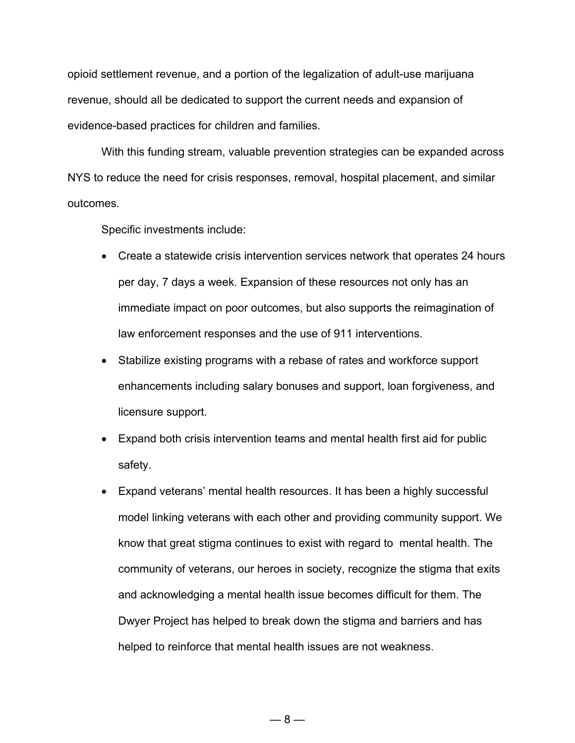opioid settlement revenue, and a portion of the legalization of adult-use marijuana revenue, should all be dedicated to support the current needs and expansion of evidence-based practices for children and families.

With this funding stream, valuable prevention strategies can be expanded across NYS to reduce the need for crisis responses, removal, hospital placement, and similar outcomes.

Specific investments include:

- Create a statewide crisis intervention services network that operates 24 hours per day, 7 days a week. Expansion of these resources not only has an immediate impact on poor outcomes, but also supports the reimagination of law enforcement responses and the use of 911 interventions.
- Stabilize existing programs with a rebase of rates and workforce support enhancements including salary bonuses and support, loan forgiveness, and licensure support.
- Expand both crisis intervention teams and mental health first aid for public safety.
- Expand veterans' mental health resources. It has been a highly successful model linking veterans with each other and providing community support. We know that great stigma continues to exist with regard to mental health. The community of veterans, our heroes in society, recognize the stigma that exits and acknowledging a mental health issue becomes difficult for them. The Dwyer Project has helped to break down the stigma and barriers and has helped to reinforce that mental health issues are not weakness.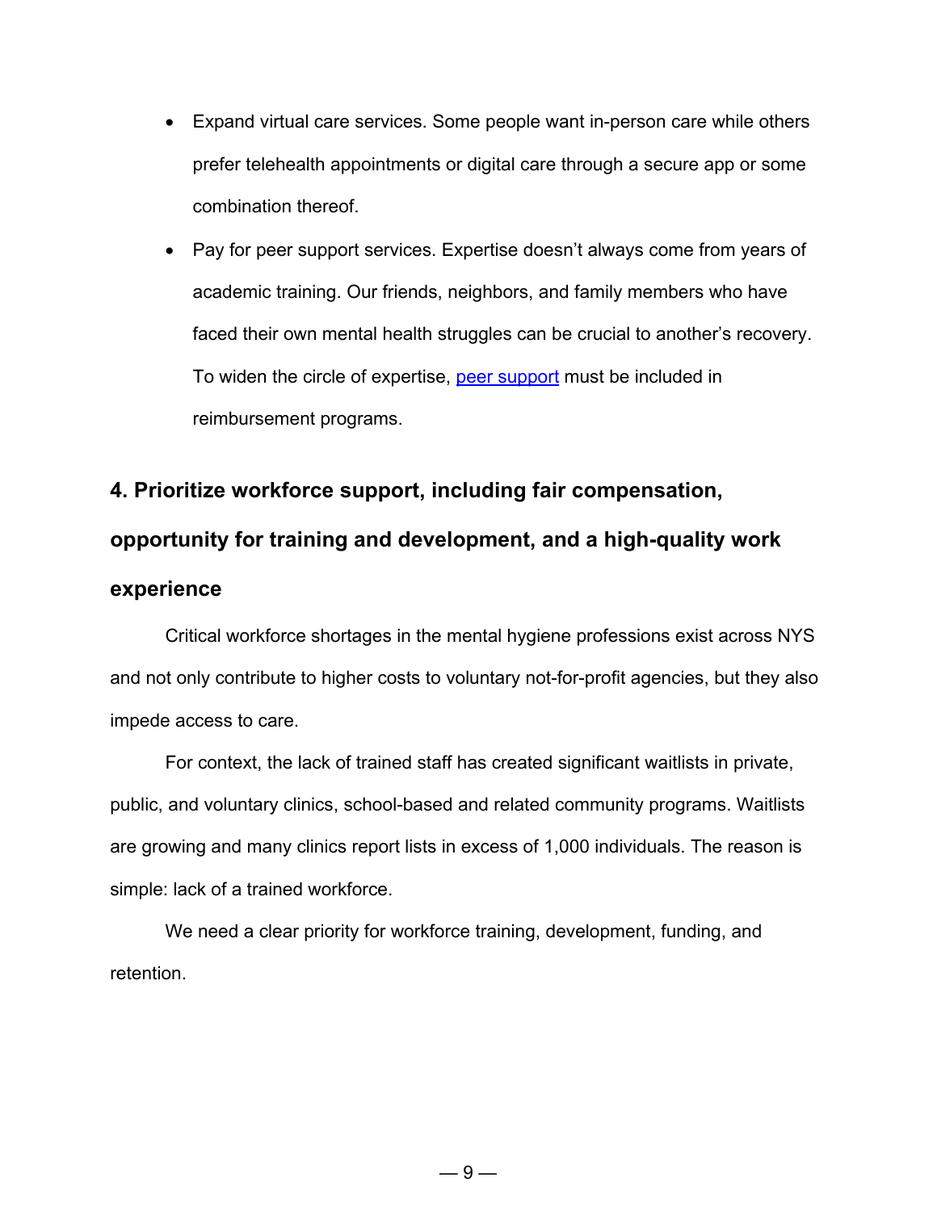- Expand virtual care services. Some people want in-person care while others prefer telehealth appointments or digital care through a secure app or some combination thereof.
- Pay for peer support services. Expertise doesn't always come from years of academic training. Our friends, neighbors, and family members who have faced their own mental health struggles can be crucial to another's recovery. To widen the circle of expertise, peer support must be included in reimbursement programs.

### 4. Prioritize workforce support, including fair compensation, opportunity for training and development, and a high-quality work experience

Critical workforce shortages in the mental hygiene professions exist across NYS and not only contribute to higher costs to voluntary not-for-profit agencies, but they also impede access to care.

For context, the lack of trained staff has created significant waitlists in private, public, and voluntary clinics, school-based and related community programs. Waitlists are growing and many clinics report lists in excess of 1,000 individuals. The reason is simple: lack of a trained workforce.

We need a clear priority for workforce training, development, funding, and retention.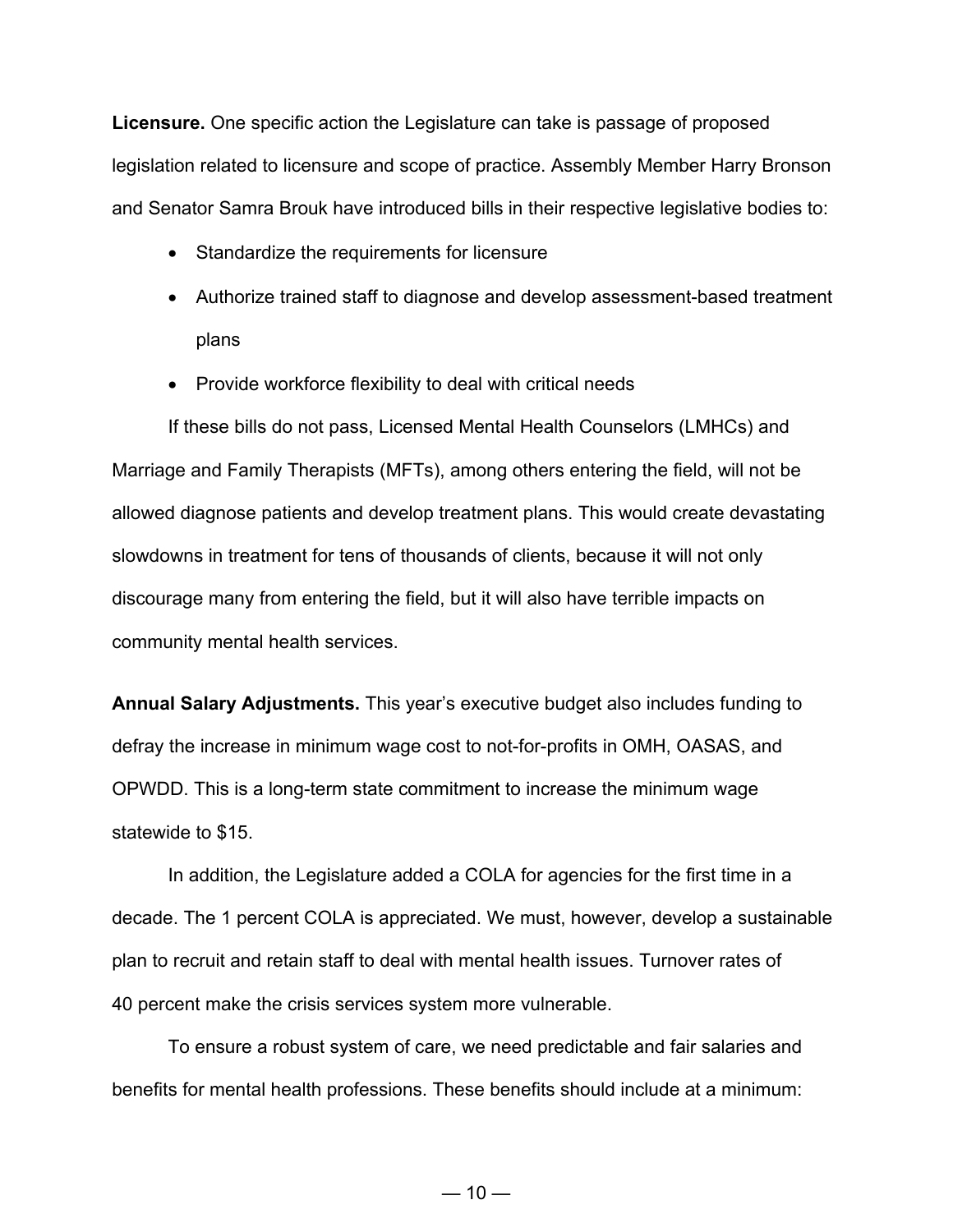**Licensure.** One specific action the Legislature can take is passage of proposed legislation related to licensure and scope of practice. Assembly Member Harry Bronson and Senator Samra Brouk have introduced bills in their respective legislative bodies to:

- Standardize the requirements for licensure
- Authorize trained staff to diagnose and develop assessment-based treatment plans
- Provide workforce flexibility to deal with critical needs

If these bills do not pass, Licensed Mental Health Counselors (LMHCs) and Marriage and Family Therapists (MFTs), among others entering the field, will not be allowed diagnose patients and develop treatment plans. This would create devastating slowdowns in treatment for tens of thousands of clients, because it will not only discourage many from entering the field, but it will also have terrible impacts on community mental health services.

**Annual Salary Adjustments.** This year's executive budget also includes funding to defray the increase in minimum wage cost to not-for-profits in OMH, OASAS, and OPWDD. This is a long-term state commitment to increase the minimum wage statewide to $15.

In addition, the Legislature added a COLA for agencies for the first time in a decade. The 1 percent COLA is appreciated. We must, however, develop a sustainable plan to recruit and retain staff to deal with mental health issues. Turnover rates of 40 percent make the crisis services system more vulnerable.

To ensure a robust system of care, we need predictable and fair salaries and benefits for mental health professions. These benefits should include at a minimum: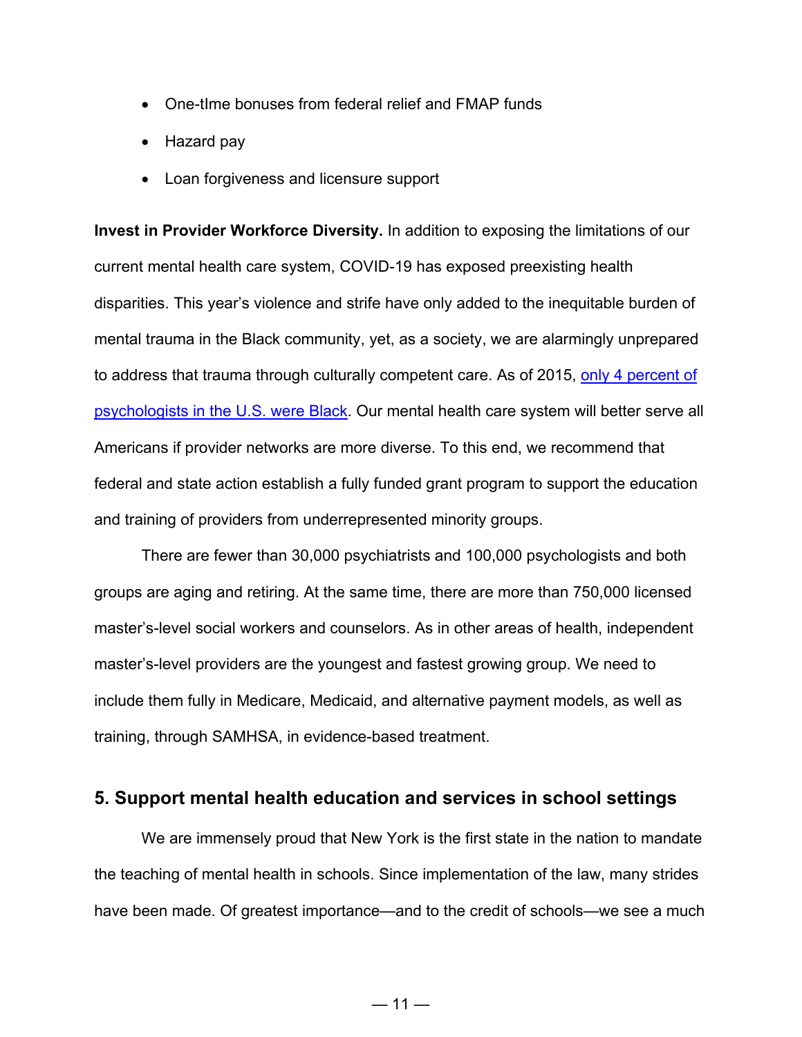- One-tIme bonuses from federal relief and FMAP funds
- Hazard pay
- Loan forgiveness and licensure support

**Invest in Provider Workforce Diversity.** In addition to exposing the limitations of our current mental health care system, COVID-19 has exposed preexisting health disparities. This year's violence and strife have only added to the inequitable burden of mental trauma in the Black community, yet, as a society, we are alarmingly unprepared to address that trauma through culturally competent care. As of 2015, only 4 percent of psychologists in the U.S. were Black. Our mental health care system will better serve all Americans if provider networks are more diverse. To this end, we recommend that federal and state action establish a fully funded grant program to support the education and training of providers from underrepresented minority groups.

There are fewer than 30,000 psychiatrists and 100,000 psychologists and both groups are aging and retiring. At the same time, there are more than 750,000 licensed master's-level social workers and counselors. As in other areas of health, independent master's-level providers are the youngest and fastest growing group. We need to include them fully in Medicare, Medicaid, and alternative payment models, as well as training, through SAMHSA, in evidence-based treatment.

## 5. Support mental health education and services in school settings

We are immensely proud that New York is the first state in the nation to mandate the teaching of mental health in schools. Since implementation of the law, many strides have been made. Of greatest importance—and to the credit of schools—we see a much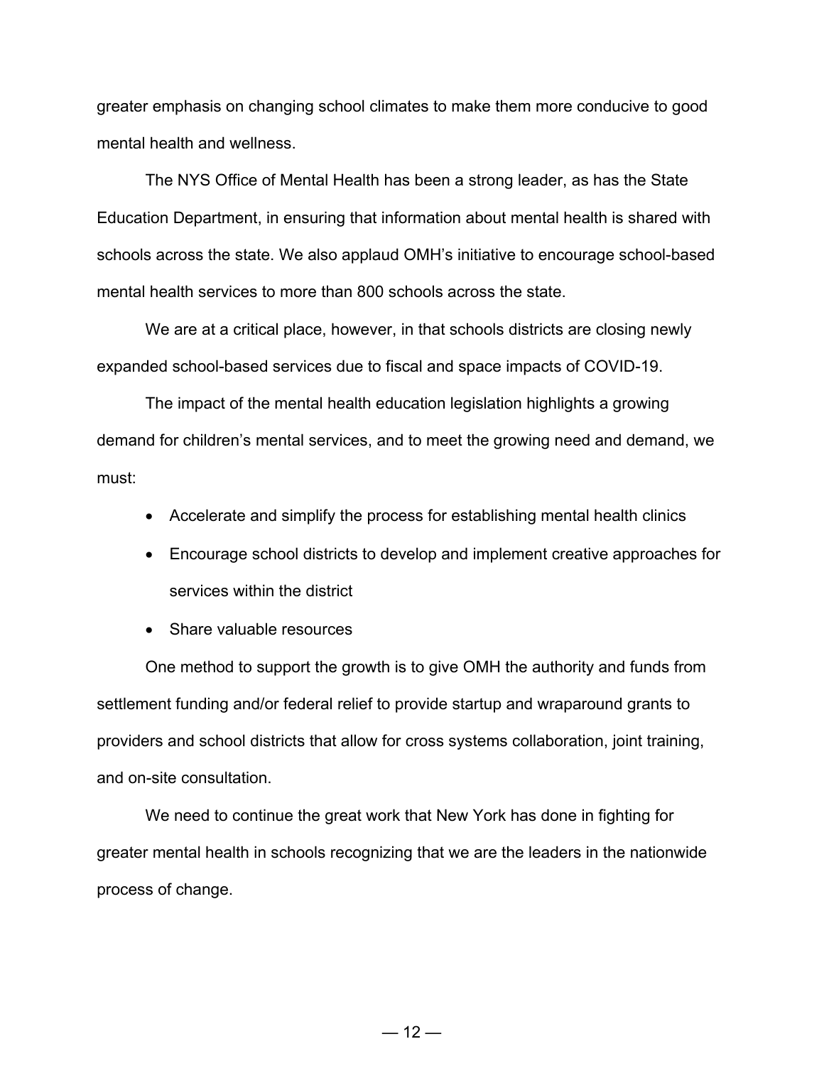greater emphasis on changing school climates to make them more conducive to good mental health and wellness.

The NYS Office of Mental Health has been a strong leader, as has the State Education Department, in ensuring that information about mental health is shared with schools across the state. We also applaud OMH's initiative to encourage school-based mental health services to more than 800 schools across the state.

We are at a critical place, however, in that schools districts are closing newly expanded school-based services due to fiscal and space impacts of COVID-19.

The impact of the mental health education legislation highlights a growing demand for children's mental services, and to meet the growing need and demand, we must:

- Accelerate and simplify the process for establishing mental health clinics
- Encourage school districts to develop and implement creative approaches for services within the district
- Share valuable resources

One method to support the growth is to give OMH the authority and funds from settlement funding and/or federal relief to provide startup and wraparound grants to providers and school districts that allow for cross systems collaboration, joint training, and on-site consultation.

We need to continue the great work that New York has done in fighting for greater mental health in schools recognizing that we are the leaders in the nationwide process of change.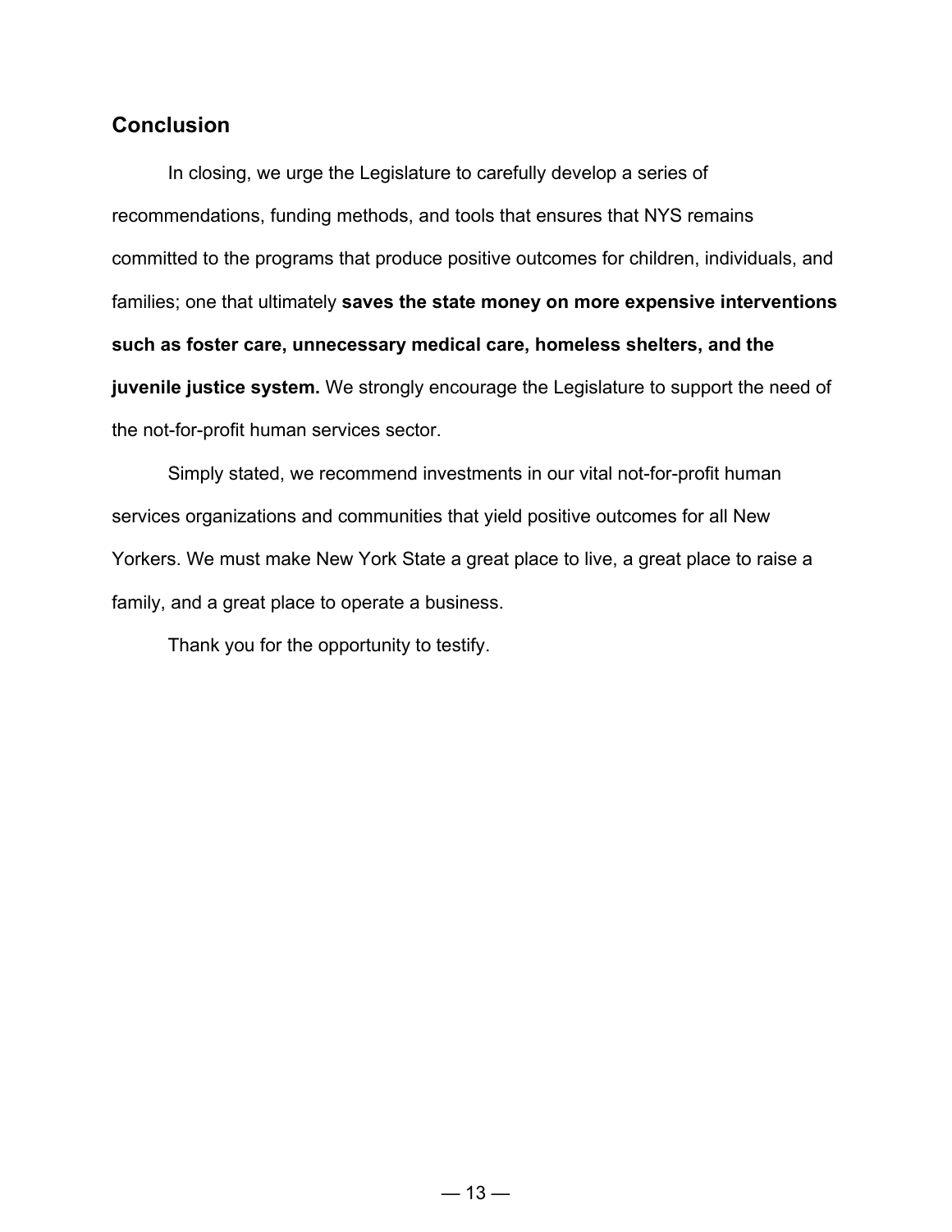## Conclusion

In closing, we urge the Legislature to carefully develop a series of recommendations, funding methods, and tools that ensures that NYS remains committed to the programs that produce positive outcomes for children, individuals, and families; one that ultimately **saves the state money on more expensive interventions such as foster care, unnecessary medical care, homeless shelters, and the juvenile justice system.** We strongly encourage the Legislature to support the need of the not-for-profit human services sector.

Simply stated, we recommend investments in our vital not-for-profit human services organizations and communities that yield positive outcomes for all New Yorkers. We must make New York State a great place to live, a great place to raise a family, and a great place to operate a business.

Thank you for the opportunity to testify.